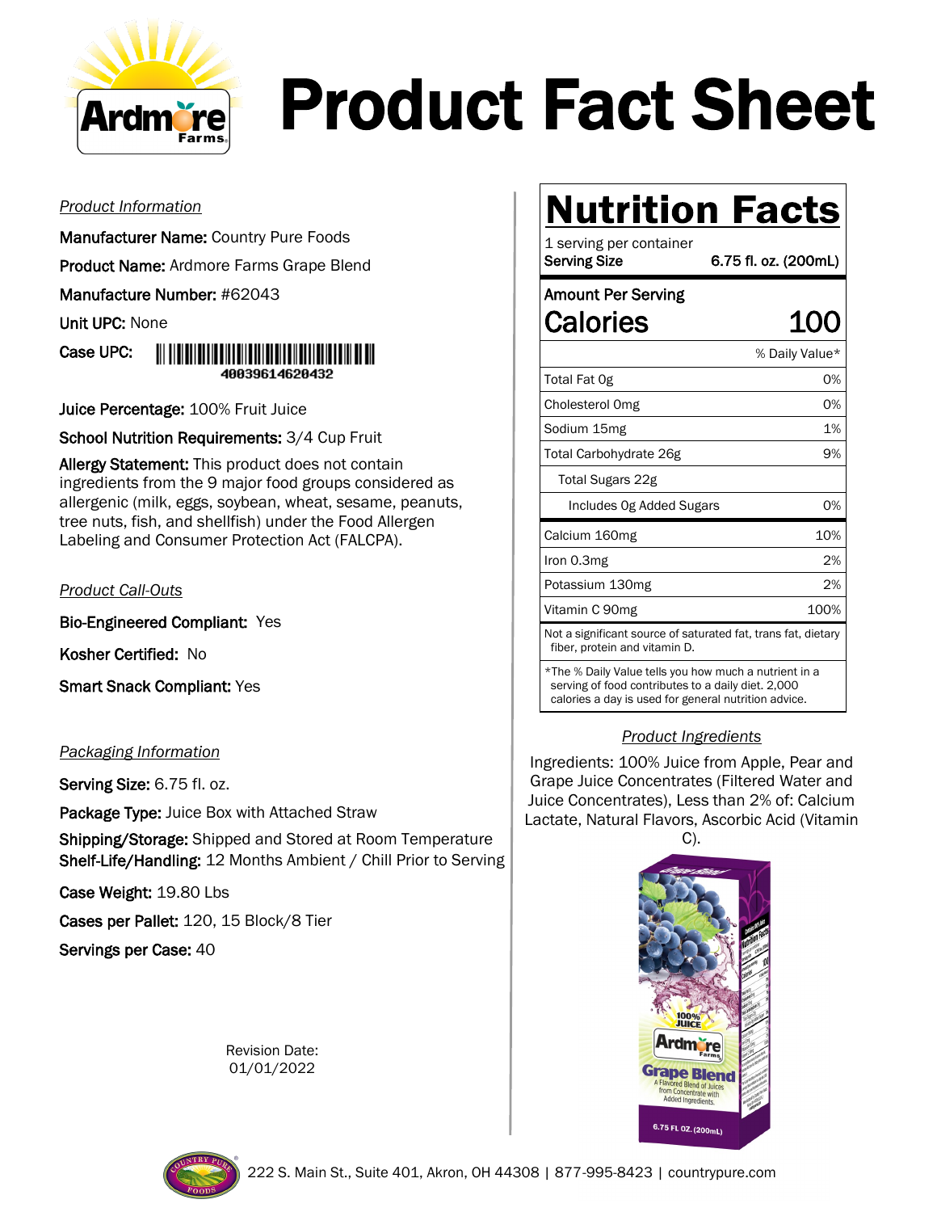# Product Fact Sheet

## *Product Information*

**Manufacturer Name:** Country Pure Foods

**Product Name:** Ardmore Farms Grape Blend

**Manufacture Number:** #62043

**Unit UPC:** None

**Case UPC:** 40039614620432

**Juice Percentage:** 100% Fruit Juice

**School Nutrition Requirements:** 3/4 Cup Fruit

**Allergy Statement:** This product does not contain ingredients from the 9 major food groups considered as allergenic (milk, eggs, soybean, wheat, sesame, peanuts, tree nuts, fish, and shellfish) under the Food Allergen Labeling and Consumer Protection Act (FALCPA).

## *Product Call-Outs*

**Bio-Engineered Compliant:** Yes

**Kosher Certified:** No

**Smart Snack Compliant:** Yes

## *Packaging Information*

**Serving Size:** 6.75 fl. oz.

**Package Type:** Juice Box with Attached Straw

**Shipping/Storage:** Shipped and Stored at Room Temperature

**Shelf-Life/Handling:** 12 Months Ambient / Chill Prior to Serving

**Case Weight:** 19.80 Lbs

**Cases per Pallet:** 120, 15 Block/8 Tier

**Servings per Case:** 40

Revision Date:
01/01/2022

## Nutrition Facts

1 serving per container
**Serving Size** 6.75 fl. oz. (200mL)

| Amount Per Serving | |
|---|---|
| **Calories** | **100** |
| | % Daily Value* |
| Total Fat 0g | 0% |
| Cholesterol 0mg | 0% |
| Sodium 15mg | 1% |
| Total Carbohydrate 26g | 9% |
| Total Sugars 22g | |
| Includes 0g Added Sugars | 0% |
| Calcium 160mg | 10% |
| Iron 0.3mg | 2% |
| Potassium 130mg | 2% |
| Vitamin C 90mg | 100% |

Not a significant source of saturated fat, trans fat, dietary fiber, protein and vitamin D.

*The % Daily Value tells you how much a nutrient in a serving of food contributes to a daily diet. 2,000 calories a day is used for general nutrition advice.

## *Product Ingredients*

Ingredients: 100% Juice from Apple, Pear and Grape Juice Concentrates (Filtered Water and Juice Concentrates), Less than 2% of: Calcium Lactate, Natural Flavors, Ascorbic Acid (Vitamin C).

222 S. Main St., Suite 401, Akron, OH 44308 | 877-995-8423 | countrypure.com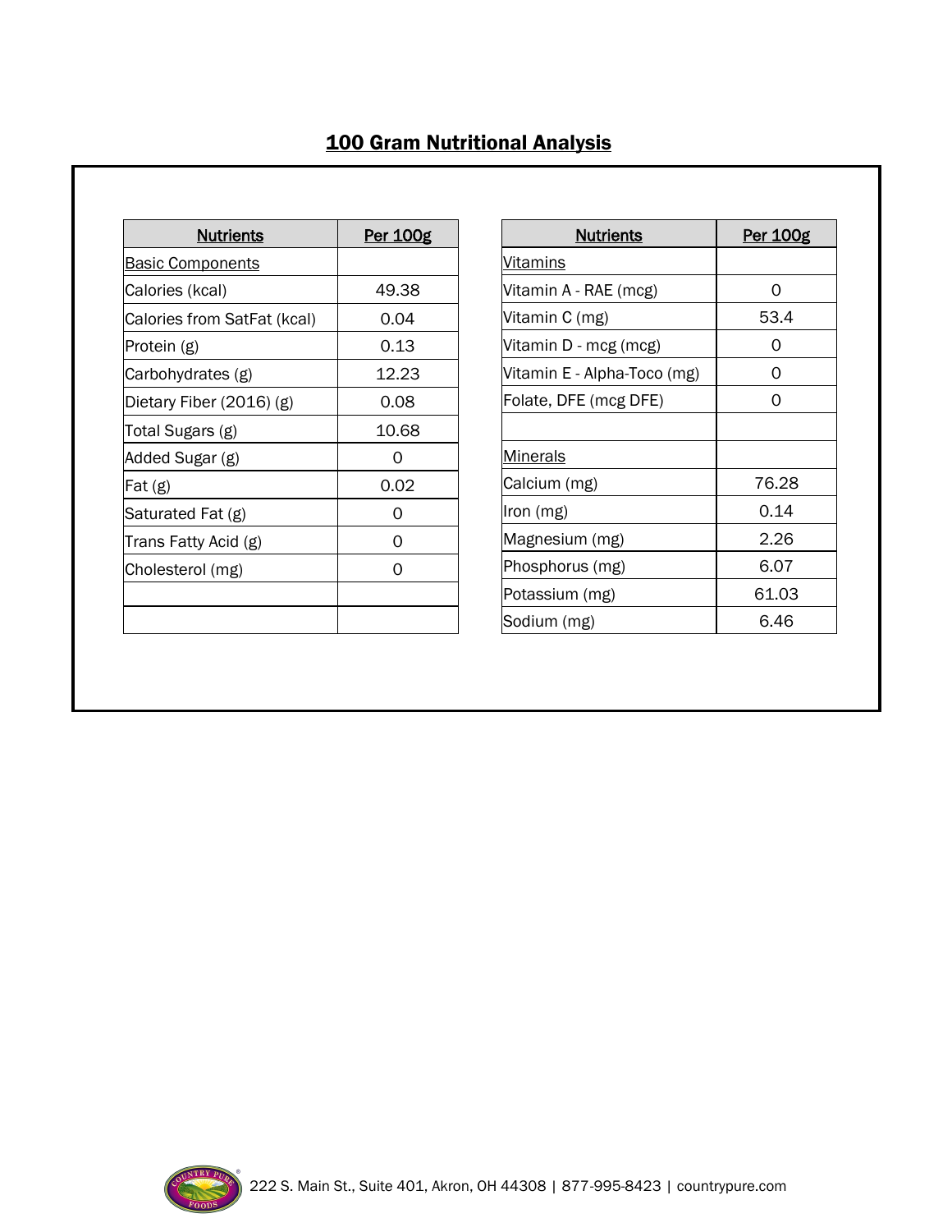## 100 Gram Nutritional Analysis

| Nutrients | Per 100g |
|---|---|
| Basic Components | |
| Calories (kcal) | 49.38 |
| Calories from SatFat (kcal) | 0.04 |
| Protein (g) | 0.13 |
| Carbohydrates (g) | 12.23 |
| Dietary Fiber (2016) (g) | 0.08 |
| Total Sugars (g) | 10.68 |
| Added Sugar (g) | 0 |
| Fat (g) | 0.02 |
| Saturated Fat (g) | 0 |
| Trans Fatty Acid (g) | 0 |
| Cholesterol (mg) | 0 |
| | |
| | |

| Nutrients | Per 100g |
|---|---|
| Vitamins | |
| Vitamin A - RAE (mcg) | 0 |
| Vitamin C (mg) | 53.4 |
| Vitamin D - mcg (mcg) | 0 |
| Vitamin E - Alpha-Toco (mg) | 0 |
| Folate, DFE (mcg DFE) | 0 |
| | |
| Minerals | |
| Calcium (mg) | 76.28 |
| Iron (mg) | 0.14 |
| Magnesium (mg) | 2.26 |
| Phosphorus (mg) | 6.07 |
| Potassium (mg) | 61.03 |
| Sodium (mg) | 6.46 |

222 S. Main St., Suite 401, Akron, OH 44308 | 877-995-8423 | countrypure.com